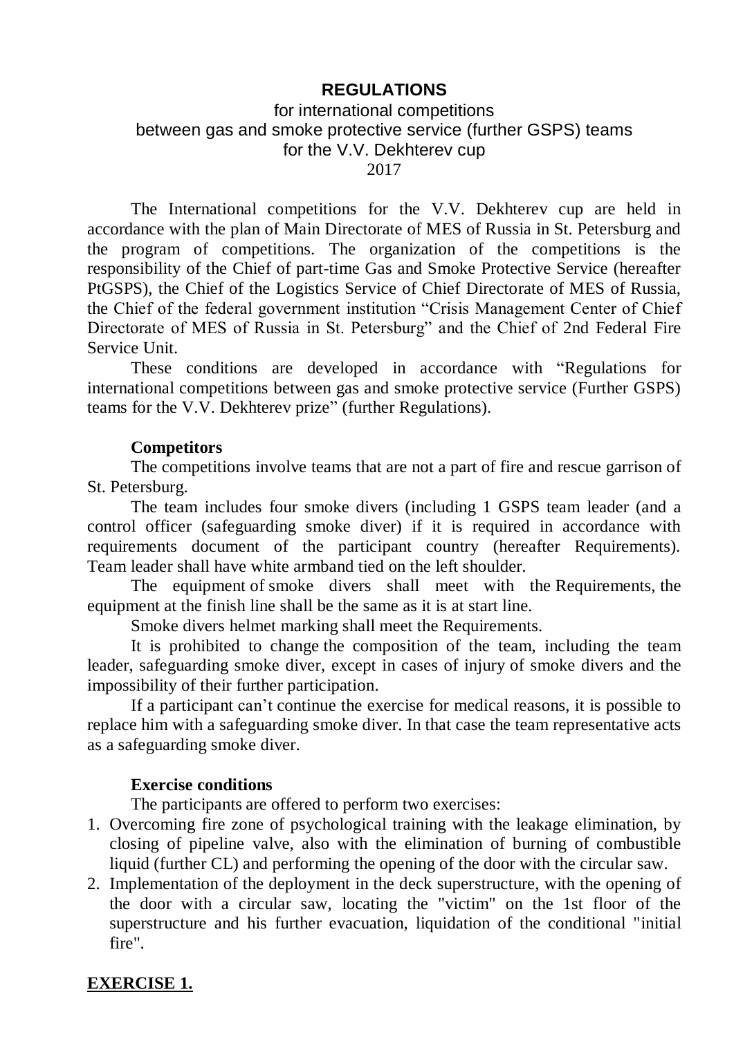# REGULATIONS

for international competitions
between gas and smoke protective service (further GSPS) teams
for the V.V. Dekhterev cup
2017

The International competitions for the V.V. Dekhterev cup are held in accordance with the plan of Main Directorate of MES of Russia in St. Petersburg and the program of competitions. The organization of the competitions is the responsibility of the Chief of part-time Gas and Smoke Protective Service (hereafter PtGSPS), the Chief of the Logistics Service of Chief Directorate of MES of Russia, the Chief of the federal government institution "Crisis Management Center of Chief Directorate of MES of Russia in St. Petersburg" and the Chief of 2nd Federal Fire Service Unit.

These conditions are developed in accordance with "Regulations for international competitions between gas and smoke protective service (Further GSPS) teams for the V.V. Dekhterev prize" (further Regulations).

**Competitors**

The competitions involve teams that are not a part of fire and rescue garrison of St. Petersburg.

The team includes four smoke divers (including 1 GSPS team leader (and a control officer (safeguarding smoke diver) if it is required in accordance with requirements document of the participant country (hereafter Requirements). Team leader shall have white armband tied on the left shoulder.

The equipment of smoke divers shall meet with the Requirements, the equipment at the finish line shall be the same as it is at start line.

Smoke divers helmet marking shall meet the Requirements.

It is prohibited to change the composition of the team, including the team leader, safeguarding smoke diver, except in cases of injury of smoke divers and the impossibility of their further participation.

If a participant can't continue the exercise for medical reasons, it is possible to replace him with a safeguarding smoke diver. In that case the team representative acts as a safeguarding smoke diver.

**Exercise conditions**

The participants are offered to perform two exercises:

1. Overcoming fire zone of psychological training with the leakage elimination, by closing of pipeline valve, also with the elimination of burning of combustible liquid (further CL) and performing the opening of the door with the circular saw.
2. Implementation of the deployment in the deck superstructure, with the opening of the door with a circular saw, locating the "victim" on the 1st floor of the superstructure and his further evacuation, liquidation of the conditional "initial fire".

## EXERCISE 1.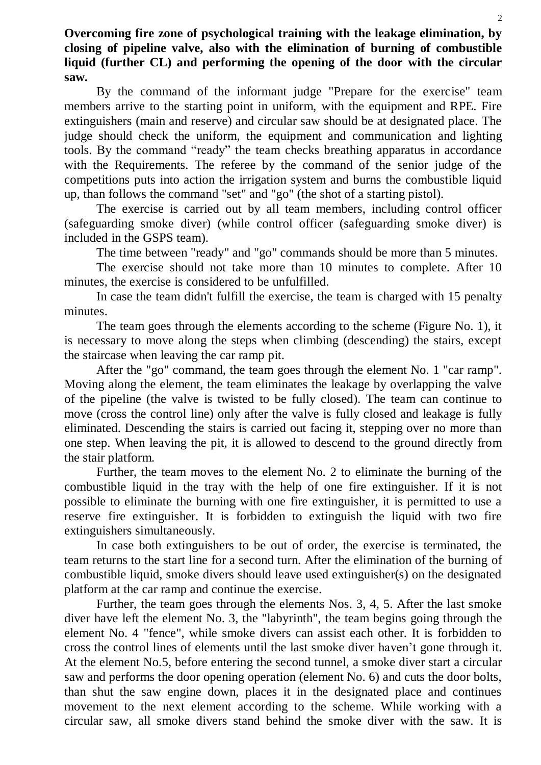**Overcoming fire zone of psychological training with the leakage elimination, by closing of pipeline valve, also with the elimination of burning of combustible liquid (further CL) and performing the opening of the door with the circular saw.**

By the command of the informant judge "Prepare for the exercise" team members arrive to the starting point in uniform, with the equipment and RPE. Fire extinguishers (main and reserve) and circular saw should be at designated place. The judge should check the uniform, the equipment and communication and lighting tools. By the command "ready" the team checks breathing apparatus in accordance with the Requirements. The referee by the command of the senior judge of the competitions puts into action the irrigation system and burns the combustible liquid up, than follows the command "set" and "go" (the shot of a starting pistol).

The exercise is carried out by all team members, including control officer (safeguarding smoke diver) (while control officer (safeguarding smoke diver) is included in the GSPS team).

The time between "ready" and "go" commands should be more than 5 minutes.

The exercise should not take more than 10 minutes to complete. After 10 minutes, the exercise is considered to be unfulfilled.

In case the team didn't fulfill the exercise, the team is charged with 15 penalty minutes.

The team goes through the elements according to the scheme (Figure No. 1), it is necessary to move along the steps when climbing (descending) the stairs, except the staircase when leaving the car ramp pit.

After the "go" command, the team goes through the element No. 1 "car ramp". Moving along the element, the team eliminates the leakage by overlapping the valve of the pipeline (the valve is twisted to be fully closed). The team can continue to move (cross the control line) only after the valve is fully closed and leakage is fully eliminated. Descending the stairs is carried out facing it, stepping over no more than one step. When leaving the pit, it is allowed to descend to the ground directly from the stair platform.

Further, the team moves to the element No. 2 to eliminate the burning of the combustible liquid in the tray with the help of one fire extinguisher. If it is not possible to eliminate the burning with one fire extinguisher, it is permitted to use a reserve fire extinguisher. It is forbidden to extinguish the liquid with two fire extinguishers simultaneously.

In case both extinguishers to be out of order, the exercise is terminated, the team returns to the start line for a second turn. After the elimination of the burning of combustible liquid, smoke divers should leave used extinguisher(s) on the designated platform at the car ramp and continue the exercise.

Further, the team goes through the elements Nos. 3, 4, 5. After the last smoke diver have left the element No. 3, the "labyrinth", the team begins going through the element No. 4 "fence", while smoke divers can assist each other. It is forbidden to cross the control lines of elements until the last smoke diver haven't gone through it. At the element No.5, before entering the second tunnel, a smoke diver start a circular saw and performs the door opening operation (element No. 6) and cuts the door bolts, than shut the saw engine down, places it in the designated place and continues movement to the next element according to the scheme. While working with a circular saw, all smoke divers stand behind the smoke diver with the saw. It is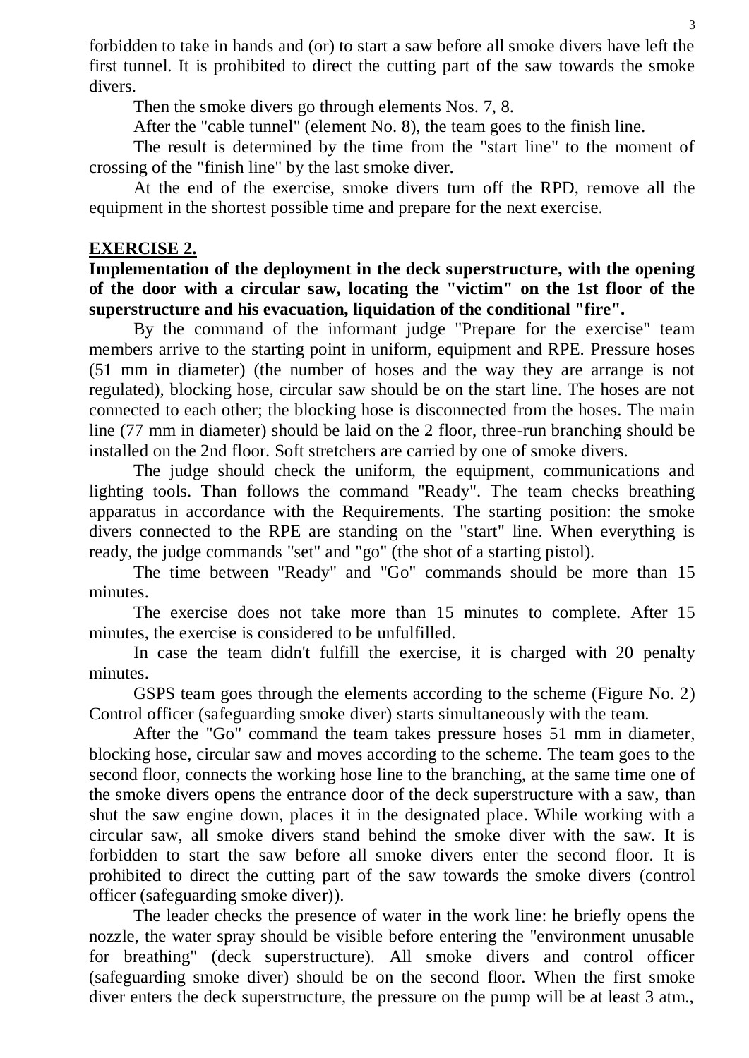forbidden to take in hands and (or) to start a saw before all smoke divers have left the first tunnel. It is prohibited to direct the cutting part of the saw towards the smoke divers.

Then the smoke divers go through elements Nos. 7, 8.

After the "cable tunnel" (element No. 8), the team goes to the finish line.

The result is determined by the time from the "start line" to the moment of crossing of the "finish line" by the last smoke diver.

At the end of the exercise, smoke divers turn off the RPD, remove all the equipment in the shortest possible time and prepare for the next exercise.

## EXERCISE 2.

**Implementation of the deployment in the deck superstructure, with the opening of the door with a circular saw, locating the "victim" on the 1st floor of the superstructure and his evacuation, liquidation of the conditional "fire".**

By the command of the informant judge "Prepare for the exercise" team members arrive to the starting point in uniform, equipment and RPE. Pressure hoses (51 mm in diameter) (the number of hoses and the way they are arrange is not regulated), blocking hose, circular saw should be on the start line. The hoses are not connected to each other; the blocking hose is disconnected from the hoses. The main line (77 mm in diameter) should be laid on the 2 floor, three-run branching should be installed on the 2nd floor. Soft stretchers are carried by one of smoke divers.

The judge should check the uniform, the equipment, communications and lighting tools. Than follows the command "Ready". The team checks breathing apparatus in accordance with the Requirements. The starting position: the smoke divers connected to the RPE are standing on the "start" line. When everything is ready, the judge commands "set" and "go" (the shot of a starting pistol).

The time between "Ready" and "Go" commands should be more than 15 minutes.

The exercise does not take more than 15 minutes to complete. After 15 minutes, the exercise is considered to be unfulfilled.

In case the team didn't fulfill the exercise, it is charged with 20 penalty minutes.

GSPS team goes through the elements according to the scheme (Figure No. 2) Control officer (safeguarding smoke diver) starts simultaneously with the team.

After the "Go" command the team takes pressure hoses 51 mm in diameter, blocking hose, circular saw and moves according to the scheme. The team goes to the second floor, connects the working hose line to the branching, at the same time one of the smoke divers opens the entrance door of the deck superstructure with a saw, than shut the saw engine down, places it in the designated place. While working with a circular saw, all smoke divers stand behind the smoke diver with the saw. It is forbidden to start the saw before all smoke divers enter the second floor. It is prohibited to direct the cutting part of the saw towards the smoke divers (control officer (safeguarding smoke diver)).

The leader checks the presence of water in the work line: he briefly opens the nozzle, the water spray should be visible before entering the "environment unusable for breathing" (deck superstructure). All smoke divers and control officer (safeguarding smoke diver) should be on the second floor. When the first smoke diver enters the deck superstructure, the pressure on the pump will be at least 3 atm.,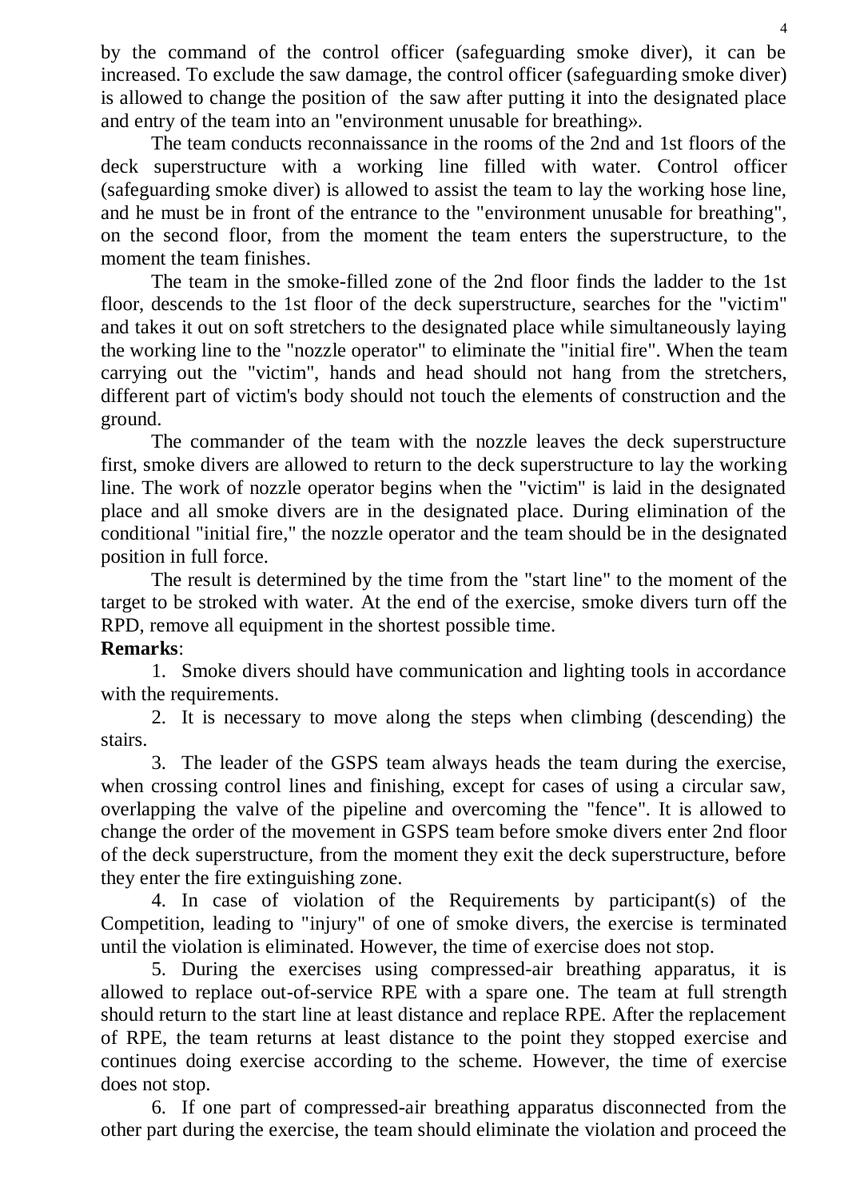by the command of the control officer (safeguarding smoke diver), it can be increased. To exclude the saw damage, the control officer (safeguarding smoke diver) is allowed to change the position of the saw after putting it into the designated place and entry of the team into an "environment unusable for breathing».

The team conducts reconnaissance in the rooms of the 2nd and 1st floors of the deck superstructure with a working line filled with water. Control officer (safeguarding smoke diver) is allowed to assist the team to lay the working hose line, and he must be in front of the entrance to the "environment unusable for breathing", on the second floor, from the moment the team enters the superstructure, to the moment the team finishes.

The team in the smoke-filled zone of the 2nd floor finds the ladder to the 1st floor, descends to the 1st floor of the deck superstructure, searches for the "victim" and takes it out on soft stretchers to the designated place while simultaneously laying the working line to the "nozzle operator" to eliminate the "initial fire". When the team carrying out the "victim", hands and head should not hang from the stretchers, different part of victim's body should not touch the elements of construction and the ground.

The commander of the team with the nozzle leaves the deck superstructure first, smoke divers are allowed to return to the deck superstructure to lay the working line. The work of nozzle operator begins when the "victim" is laid in the designated place and all smoke divers are in the designated place. During elimination of the conditional "initial fire," the nozzle operator and the team should be in the designated position in full force.

The result is determined by the time from the "start line" to the moment of the target to be stroked with water. At the end of the exercise, smoke divers turn off the RPD, remove all equipment in the shortest possible time.

**Remarks**:

1. Smoke divers should have communication and lighting tools in accordance with the requirements.
2. It is necessary to move along the steps when climbing (descending) the stairs.
3. The leader of the GSPS team always heads the team during the exercise, when crossing control lines and finishing, except for cases of using a circular saw, overlapping the valve of the pipeline and overcoming the "fence". It is allowed to change the order of the movement in GSPS team before smoke divers enter 2nd floor of the deck superstructure, from the moment they exit the deck superstructure, before they enter the fire extinguishing zone.
4. In case of violation of the Requirements by participant(s) of the Competition, leading to "injury" of one of smoke divers, the exercise is terminated until the violation is eliminated. However, the time of exercise does not stop.
5. During the exercises using compressed-air breathing apparatus, it is allowed to replace out-of-service RPE with a spare one. The team at full strength should return to the start line at least distance and replace RPE. After the replacement of RPE, the team returns at least distance to the point they stopped exercise and continues doing exercise according to the scheme. However, the time of exercise does not stop.
6. If one part of compressed-air breathing apparatus disconnected from the other part during the exercise, the team should eliminate the violation and proceed the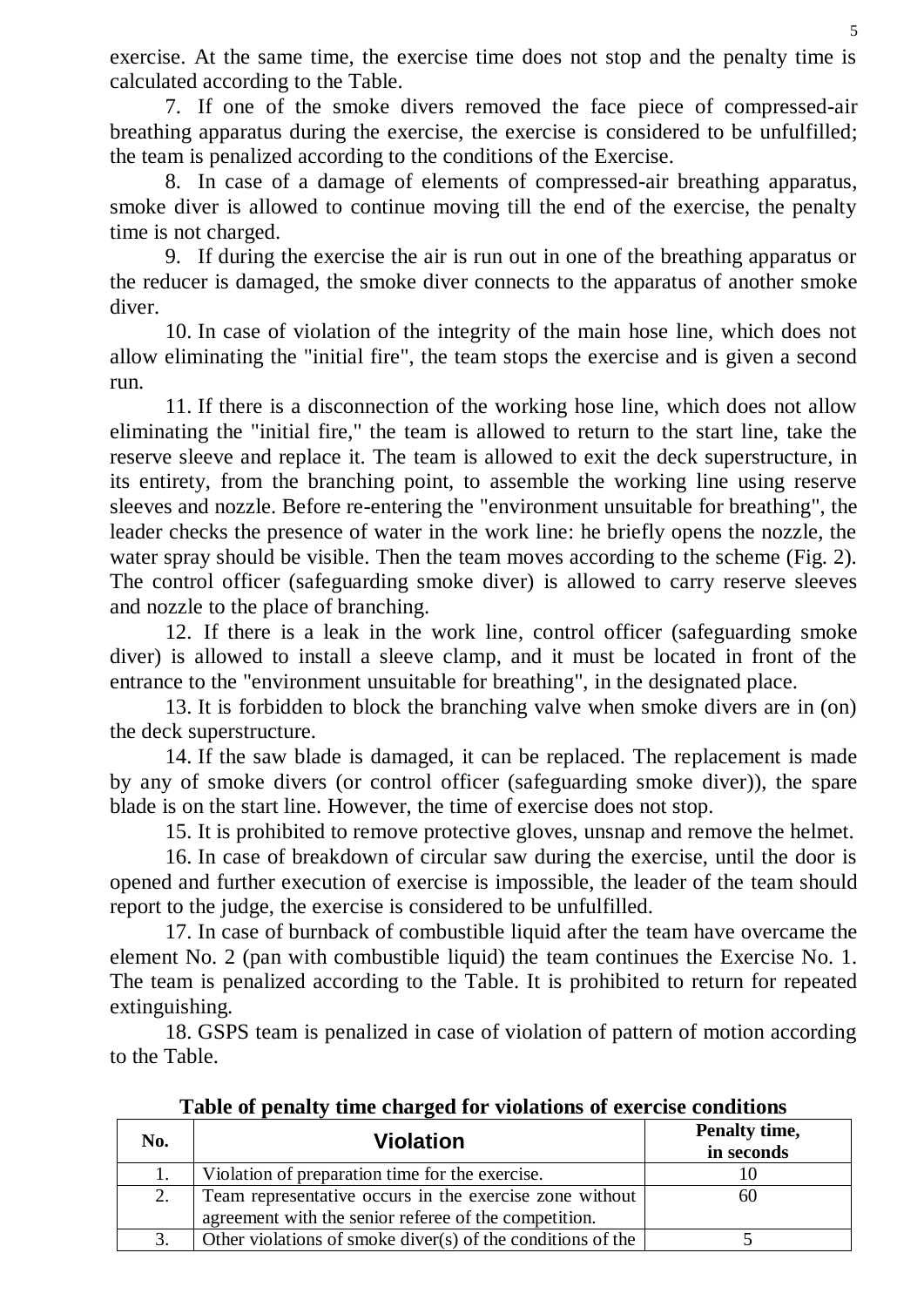exercise. At the same time, the exercise time does not stop and the penalty time is calculated according to the Table.

7. If one of the smoke divers removed the face piece of compressed-air breathing apparatus during the exercise, the exercise is considered to be unfulfilled; the team is penalized according to the conditions of the Exercise.

8. In case of a damage of elements of compressed-air breathing apparatus, smoke diver is allowed to continue moving till the end of the exercise, the penalty time is not charged.

9. If during the exercise the air is run out in one of the breathing apparatus or the reducer is damaged, the smoke diver connects to the apparatus of another smoke diver.

10. In case of violation of the integrity of the main hose line, which does not allow eliminating the "initial fire", the team stops the exercise and is given a second run.

11. If there is a disconnection of the working hose line, which does not allow eliminating the "initial fire," the team is allowed to return to the start line, take the reserve sleeve and replace it. The team is allowed to exit the deck superstructure, in its entirety, from the branching point, to assemble the working line using reserve sleeves and nozzle. Before re-entering the "environment unsuitable for breathing", the leader checks the presence of water in the work line: he briefly opens the nozzle, the water spray should be visible. Then the team moves according to the scheme (Fig. 2). The control officer (safeguarding smoke diver) is allowed to carry reserve sleeves and nozzle to the place of branching.

12. If there is a leak in the work line, control officer (safeguarding smoke diver) is allowed to install a sleeve clamp, and it must be located in front of the entrance to the "environment unsuitable for breathing", in the designated place.

13. It is forbidden to block the branching valve when smoke divers are in (on) the deck superstructure.

14. If the saw blade is damaged, it can be replaced. The replacement is made by any of smoke divers (or control officer (safeguarding smoke diver)), the spare blade is on the start line. However, the time of exercise does not stop.

15. It is prohibited to remove protective gloves, unsnap and remove the helmet.

16. In case of breakdown of circular saw during the exercise, until the door is opened and further execution of exercise is impossible, the leader of the team should report to the judge, the exercise is considered to be unfulfilled.

17. In case of burnback of combustible liquid after the team have overcame the element No. 2 (pan with combustible liquid) the team continues the Exercise No. 1. The team is penalized according to the Table. It is prohibited to return for repeated extinguishing.

18. GSPS team is penalized in case of violation of pattern of motion according to the Table.

**Table of penalty time charged for violations of exercise conditions**

| No. | Violation | Penalty time, in seconds |
|---|---|---|
| 1. | Violation of preparation time for the exercise. | 10 |
| 2. | Team representative occurs in the exercise zone without agreement with the senior referee of the competition. | 60 |
| 3. | Other violations of smoke diver(s) of the conditions of the | 5 |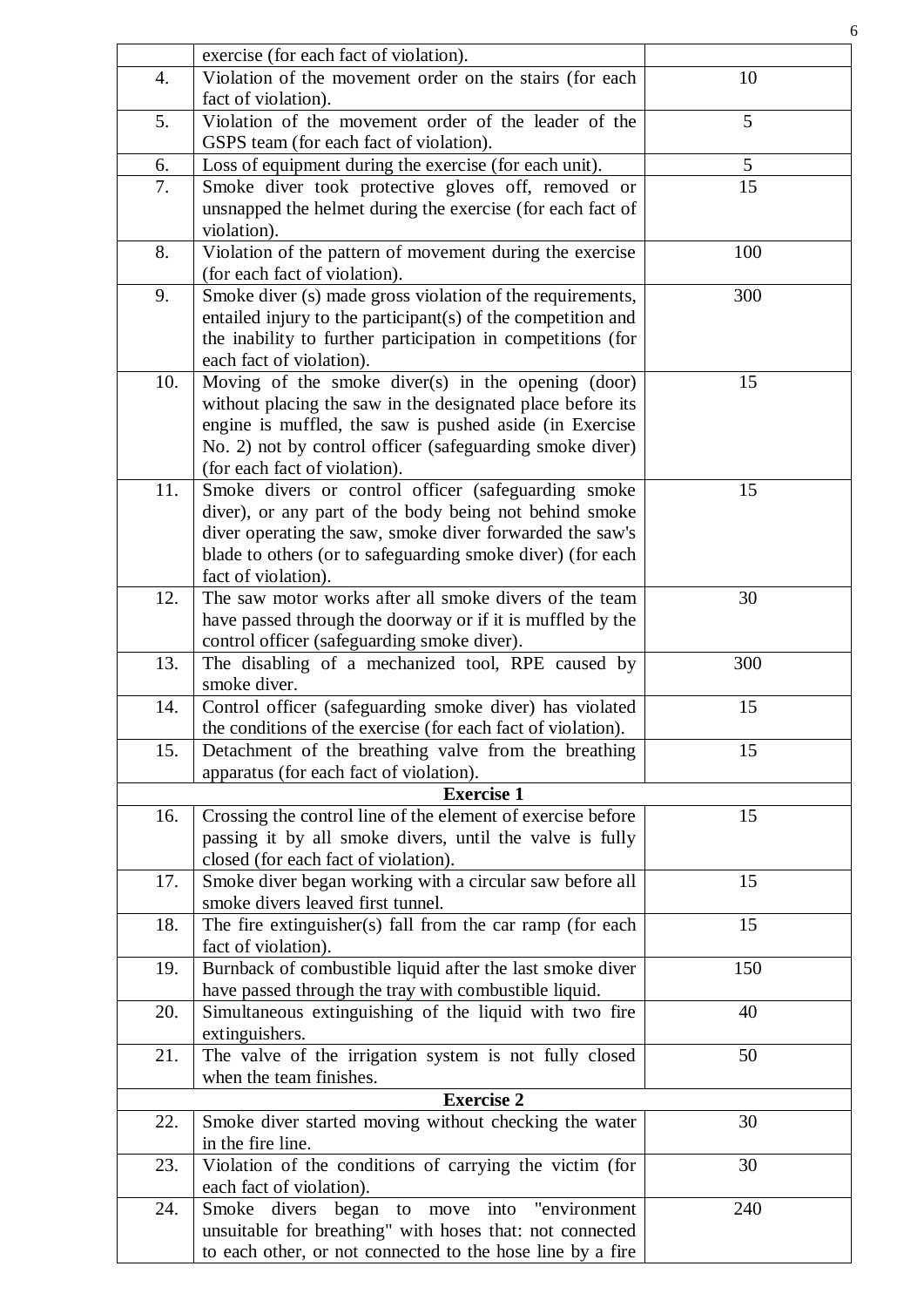| | | |
|---|---|---|
| | exercise (for each fact of violation). | |
| 4. | Violation of the movement order on the stairs (for each fact of violation). | 10 |
| 5. | Violation of the movement order of the leader of the GSPS team (for each fact of violation). | 5 |
| 6. | Loss of equipment during the exercise (for each unit). | 5 |
| 7. | Smoke diver took protective gloves off, removed or unsnapped the helmet during the exercise (for each fact of violation). | 15 |
| 8. | Violation of the pattern of movement during the exercise (for each fact of violation). | 100 |
| 9. | Smoke diver (s) made gross violation of the requirements, entailed injury to the participant(s) of the competition and the inability to further participation in competitions (for each fact of violation). | 300 |
| 10. | Moving of the smoke diver(s) in the opening (door) without placing the saw in the designated place before its engine is muffled, the saw is pushed aside (in Exercise No. 2) not by control officer (safeguarding smoke diver) (for each fact of violation). | 15 |
| 11. | Smoke divers or control officer (safeguarding smoke diver), or any part of the body being not behind smoke diver operating the saw, smoke diver forwarded the saw's blade to others (or to safeguarding smoke diver) (for each fact of violation). | 15 |
| 12. | The saw motor works after all smoke divers of the team have passed through the doorway or if it is muffled by the control officer (safeguarding smoke diver). | 30 |
| 13. | The disabling of a mechanized tool, RPE caused by smoke diver. | 300 |
| 14. | Control officer (safeguarding smoke diver) has violated the conditions of the exercise (for each fact of violation). | 15 |
| 15. | Detachment of the breathing valve from the breathing apparatus (for each fact of violation). | 15 |
| | **Exercise 1** | |
| 16. | Crossing the control line of the element of exercise before passing it by all smoke divers, until the valve is fully closed (for each fact of violation). | 15 |
| 17. | Smoke diver began working with a circular saw before all smoke divers leaved first tunnel. | 15 |
| 18. | The fire extinguisher(s) fall from the car ramp (for each fact of violation). | 15 |
| 19. | Burnback of combustible liquid after the last smoke diver have passed through the tray with combustible liquid. | 150 |
| 20. | Simultaneous extinguishing of the liquid with two fire extinguishers. | 40 |
| 21. | The valve of the irrigation system is not fully closed when the team finishes. | 50 |
| | **Exercise 2** | |
| 22. | Smoke diver started moving without checking the water in the fire line. | 30 |
| 23. | Violation of the conditions of carrying the victim (for each fact of violation). | 30 |
| 24. | Smoke divers began to move into "environment unsuitable for breathing" with hoses that: not connected to each other, or not connected to the hose line by a fire | 240 |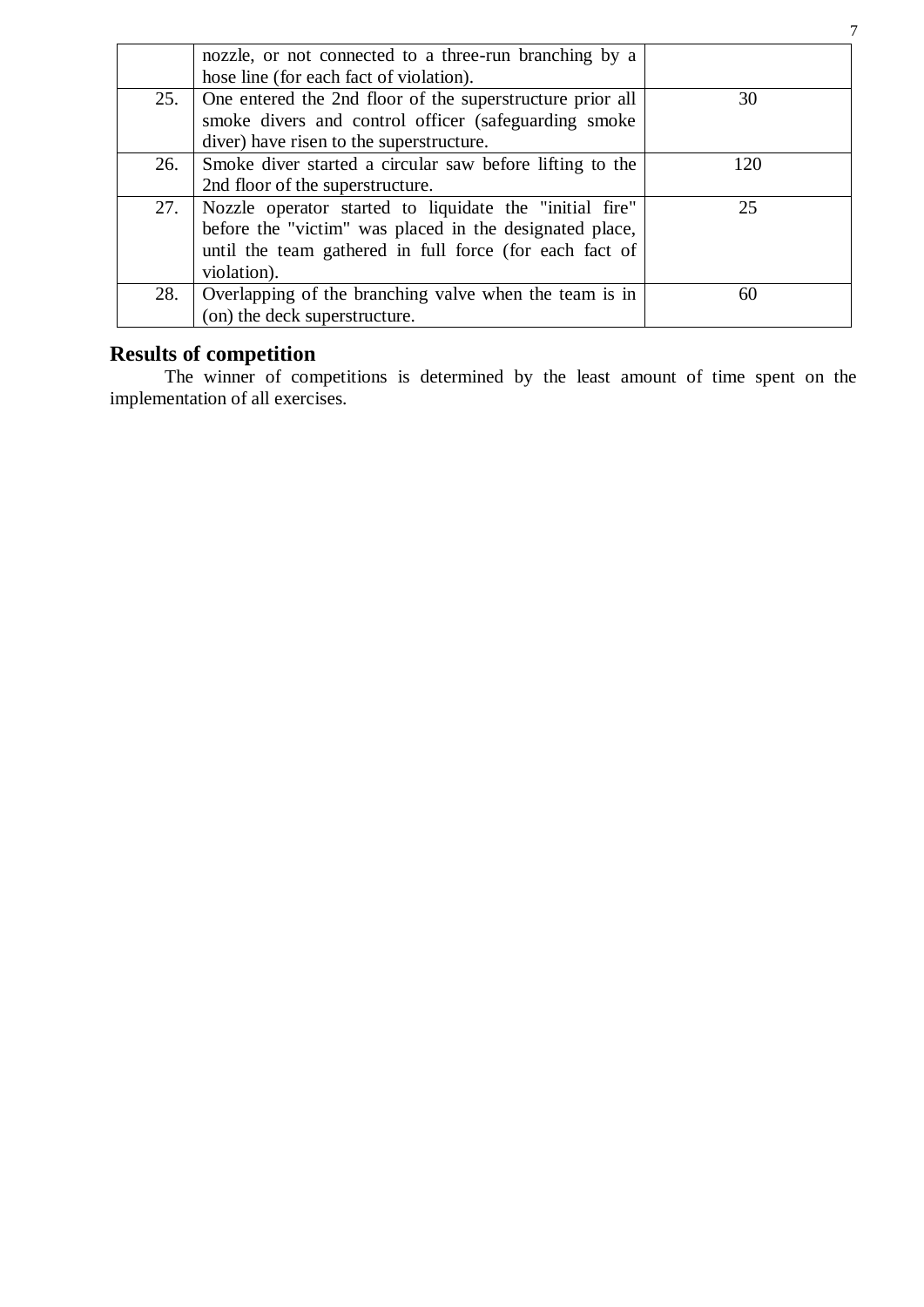| | | |
|---|---|---|
| | nozzle, or not connected to a three-run branching by a hose line (for each fact of violation). | |
| 25. | One entered the 2nd floor of the superstructure prior all smoke divers and control officer (safeguarding smoke diver) have risen to the superstructure. | 30 |
| 26. | Smoke diver started a circular saw before lifting to the 2nd floor of the superstructure. | 120 |
| 27. | Nozzle operator started to liquidate the "initial fire" before the "victim" was placed in the designated place, until the team gathered in full force (for each fact of violation). | 25 |
| 28. | Overlapping of the branching valve when the team is in (on) the deck superstructure. | 60 |

## Results of competition

The winner of competitions is determined by the least amount of time spent on the implementation of all exercises.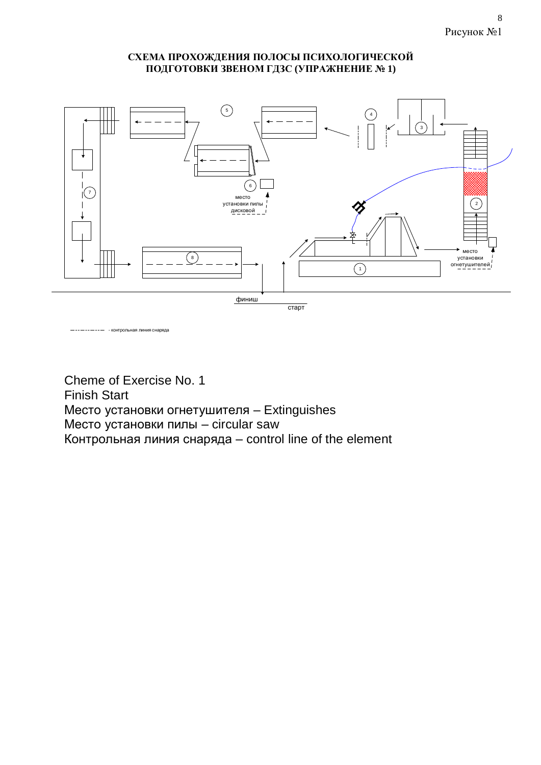Рисунок №1

**СХЕМА ПРОХОЖДЕНИЯ ПОЛОСЫ ПСИХОЛОГИЧЕСКОЙ ПОДГОТОВКИ ЗВЕНОМ ГДЗС (УПРАЖНЕНИЕ № 1)**

место установки пилы дисковой

место установки огнетушителей

финиш

старт

- контрольная линия снаряда

Cheme of Exercise No. 1
Finish Start
Место установки огнетушителя – Extinguishes
Место установки пилы – circular saw
Контрольная линия снаряда – control line of the element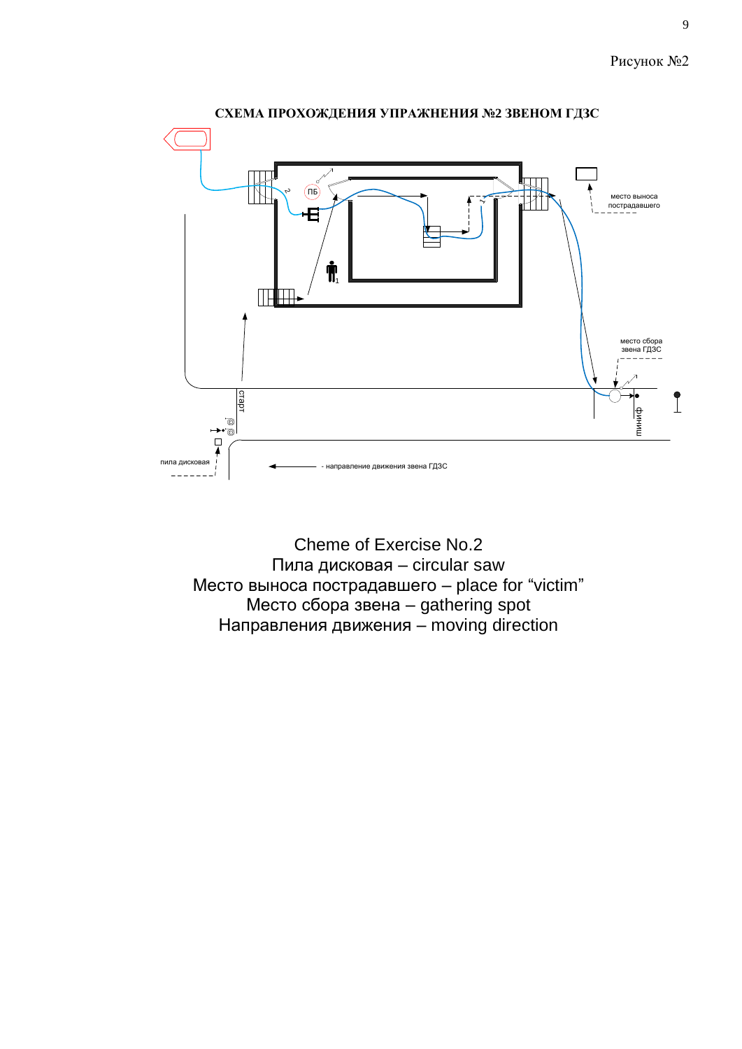Рисунок №2

**СХЕМА ПРОХОЖДЕНИЯ УПРАЖНЕНИЯ №2 ЗВЕНОМ ГДЗС**

ПБ

место выноса пострадавшего

место сбора звена ГДЗС

старт

финиш

пила дисковая

- направление движения звена ГДЗС

Cheme of Exercise No.2
Пила дисковая – circular saw
Место выноса пострадавшего – place for "victim"
Место сбора звена – gathering spot
Направления движения – moving direction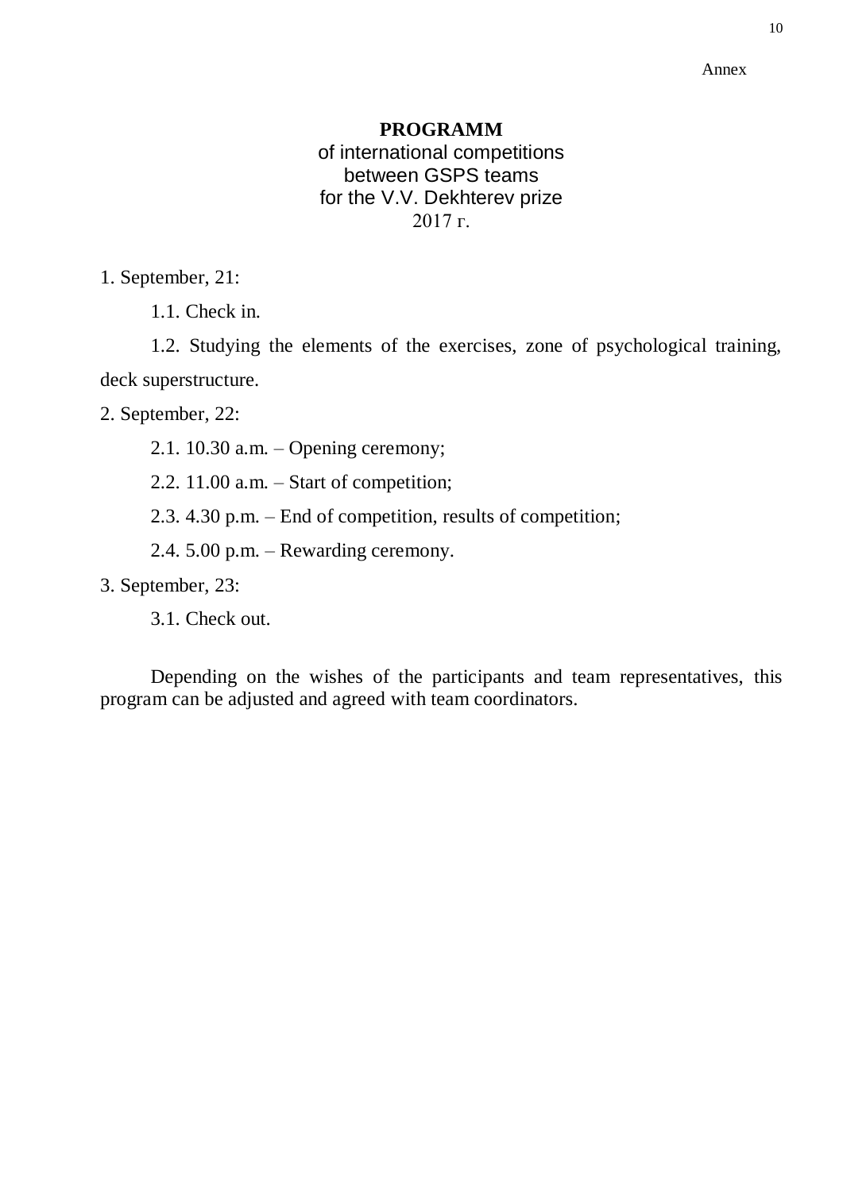Annex

**PROGRAMM**
of international competitions
between GSPS teams
for the V.V. Dekhterev prize
2017 г.

1. September, 21:

    1.1. Check in.

    1.2. Studying the elements of the exercises, zone of psychological training, deck superstructure.

2. September, 22:

    2.1. 10.30 a.m. – Opening ceremony;

    2.2. 11.00 a.m. – Start of competition;

    2.3. 4.30 p.m. – End of competition, results of competition;

    2.4. 5.00 p.m. – Rewarding ceremony.

3. September, 23:

    3.1. Check out.

Depending on the wishes of the participants and team representatives, this program can be adjusted and agreed with team coordinators.